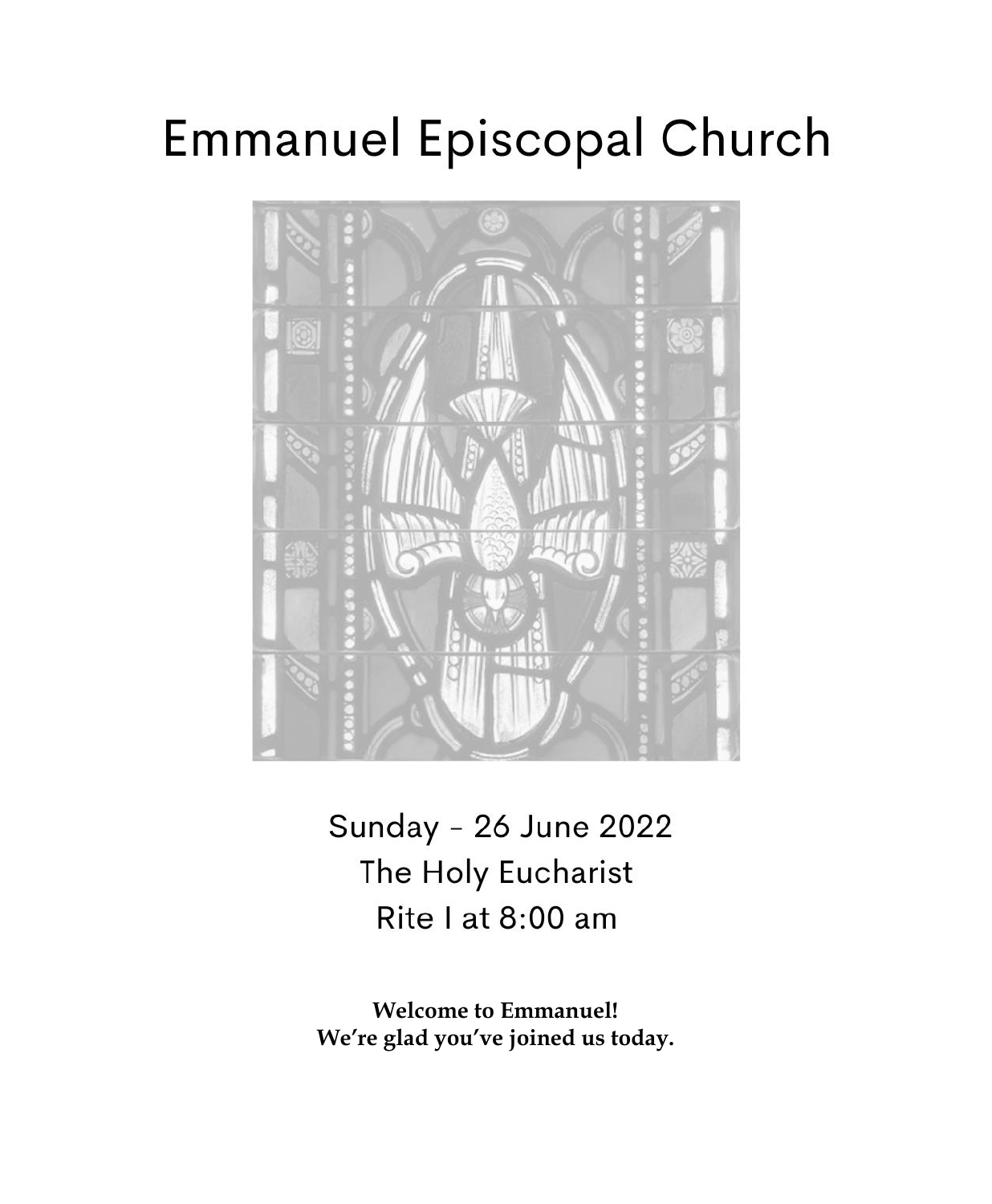# Emmanuel Episcopal Church

Sunday - 26 June 2022
The Holy Eucharist
Rite I at 8:00 am

**Welcome to Emmanuel!**
**We're glad you've joined us today.**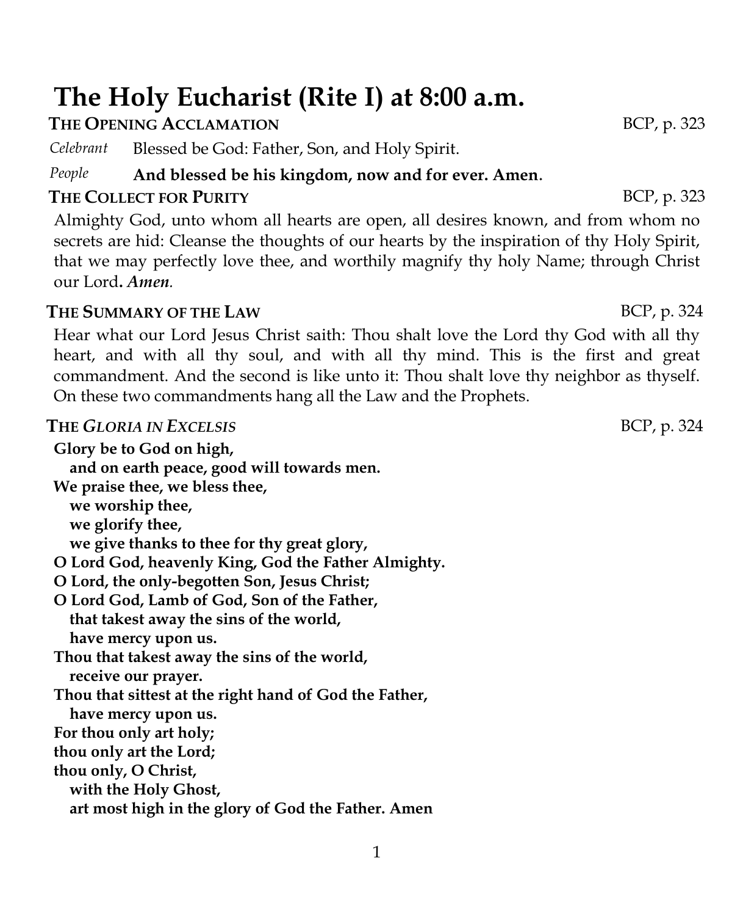# The Holy Eucharist (Rite I) at 8:00 a.m.

**THE OPENING ACCLAMATION** BCP, p. 323

*Celebrant* Blessed be God: Father, Son, and Holy Spirit.

*People* **And blessed be his kingdom, now and for ever. Amen**.

**THE COLLECT FOR PURITY** BCP, p. 323

Almighty God, unto whom all hearts are open, all desires known, and from whom no secrets are hid: Cleanse the thoughts of our hearts by the inspiration of thy Holy Spirit, that we may perfectly love thee, and worthily magnify thy holy Name; through Christ our Lord**.** ***Amen.***

**THE SUMMARY OF THE LAW** BCP, p. 324

Hear what our Lord Jesus Christ saith: Thou shalt love the Lord thy God with all thy heart, and with all thy soul, and with all thy mind. This is the first and great commandment. And the second is like unto it: Thou shalt love thy neighbor as thyself. On these two commandments hang all the Law and the Prophets.

**THE *GLORIA IN EXCELSIS*** BCP, p. 324

**Glory be to God on high,**
**and on earth peace, good will towards men.**
**We praise thee, we bless thee,**
**we worship thee,**
**we glorify thee,**
**we give thanks to thee for thy great glory,**
**O Lord God, heavenly King, God the Father Almighty.**
**O Lord, the only-begotten Son, Jesus Christ;**
**O Lord God, Lamb of God, Son of the Father,**
**that takest away the sins of the world,**
**have mercy upon us.**
**Thou that takest away the sins of the world,**
**receive our prayer.**
**Thou that sittest at the right hand of God the Father,**
**have mercy upon us.**
**For thou only art holy;**
**thou only art the Lord;**
**thou only, O Christ,**
**with the Holy Ghost,**
**art most high in the glory of God the Father. Amen**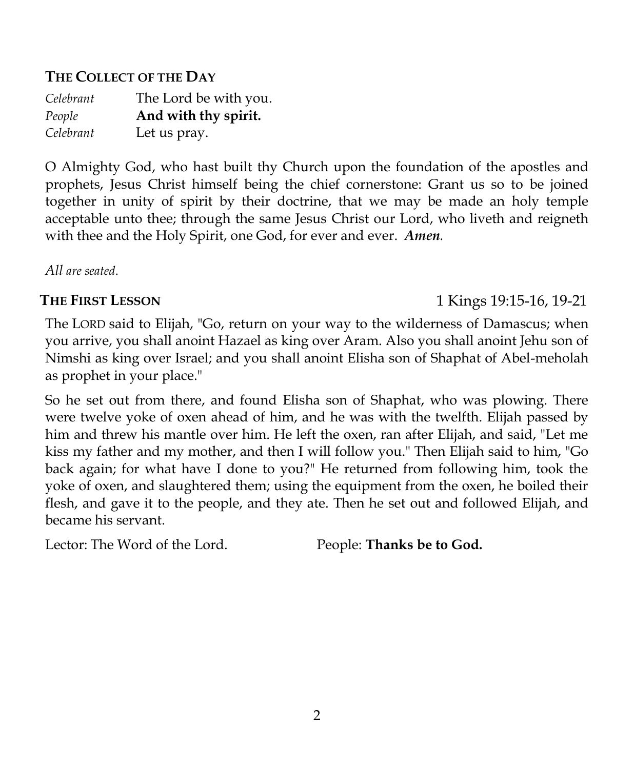## The Collect of the Day

| | |
|---|---|
| *Celebrant* | The Lord be with you. |
| *People* | **And with thy spirit.** |
| *Celebrant* | Let us pray. |

O Almighty God, who hast built thy Church upon the foundation of the apostles and prophets, Jesus Christ himself being the chief cornerstone: Grant us so to be joined together in unity of spirit by their doctrine, that we may be made an holy temple acceptable unto thee; through the same Jesus Christ our Lord, who liveth and reigneth with thee and the Holy Spirit, one God, for ever and ever. ***Amen.***

*All are seated.*

## The First Lesson

1 Kings 19:15-16, 19-21

The LORD said to Elijah, "Go, return on your way to the wilderness of Damascus; when you arrive, you shall anoint Hazael as king over Aram. Also you shall anoint Jehu son of Nimshi as king over Israel; and you shall anoint Elisha son of Shaphat of Abel-meholah as prophet in your place."

So he set out from there, and found Elisha son of Shaphat, who was plowing. There were twelve yoke of oxen ahead of him, and he was with the twelfth. Elijah passed by him and threw his mantle over him. He left the oxen, ran after Elijah, and said, "Let me kiss my father and my mother, and then I will follow you." Then Elijah said to him, "Go back again; for what have I done to you?" He returned from following him, took the yoke of oxen, and slaughtered them; using the equipment from the oxen, he boiled their flesh, and gave it to the people, and they ate. Then he set out and followed Elijah, and became his servant.

Lector: The Word of the Lord. People: **Thanks be to God.**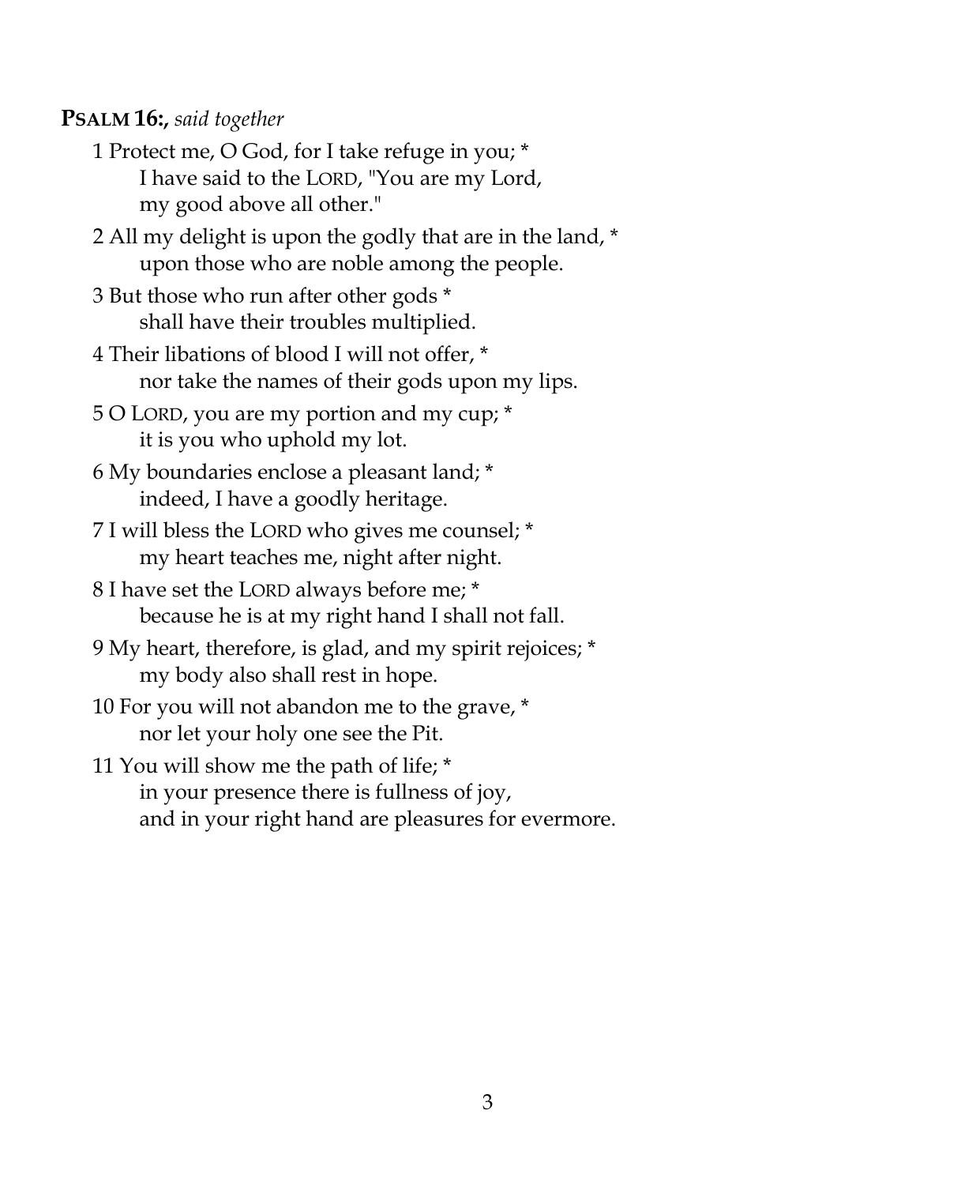**PSALM 16:,** *said together*

1 Protect me, O God, for I take refuge in you; *
I have said to the LORD, "You are my Lord,
my good above all other."

2 All my delight is upon the godly that are in the land, *
upon those who are noble among the people.

3 But those who run after other gods *
shall have their troubles multiplied.

4 Their libations of blood I will not offer, *
nor take the names of their gods upon my lips.

5 O LORD, you are my portion and my cup; *
it is you who uphold my lot.

6 My boundaries enclose a pleasant land; *
indeed, I have a goodly heritage.

7 I will bless the LORD who gives me counsel; *
my heart teaches me, night after night.

8 I have set the LORD always before me; *
because he is at my right hand I shall not fall.

9 My heart, therefore, is glad, and my spirit rejoices; *
my body also shall rest in hope.

10 For you will not abandon me to the grave, *
nor let your holy one see the Pit.

11 You will show me the path of life; *
in your presence there is fullness of joy,
and in your right hand are pleasures for evermore.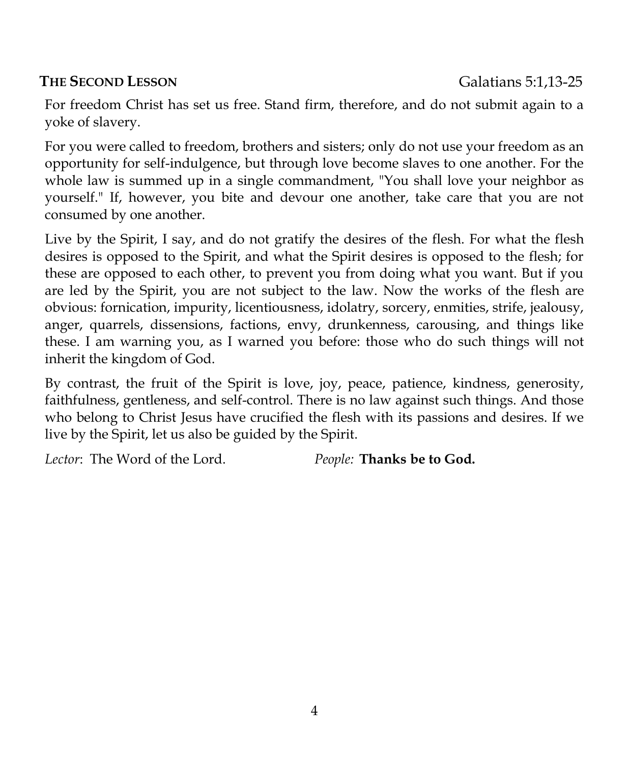**THE SECOND LESSON** Galatians 5:1,13-25

For freedom Christ has set us free. Stand firm, therefore, and do not submit again to a yoke of slavery.

For you were called to freedom, brothers and sisters; only do not use your freedom as an opportunity for self-indulgence, but through love become slaves to one another. For the whole law is summed up in a single commandment, "You shall love your neighbor as yourself." If, however, you bite and devour one another, take care that you are not consumed by one another.

Live by the Spirit, I say, and do not gratify the desires of the flesh. For what the flesh desires is opposed to the Spirit, and what the Spirit desires is opposed to the flesh; for these are opposed to each other, to prevent you from doing what you want. But if you are led by the Spirit, you are not subject to the law. Now the works of the flesh are obvious: fornication, impurity, licentiousness, idolatry, sorcery, enmities, strife, jealousy, anger, quarrels, dissensions, factions, envy, drunkenness, carousing, and things like these. I am warning you, as I warned you before: those who do such things will not inherit the kingdom of God.

By contrast, the fruit of the Spirit is love, joy, peace, patience, kindness, generosity, faithfulness, gentleness, and self-control. There is no law against such things. And those who belong to Christ Jesus have crucified the flesh with its passions and desires. If we live by the Spirit, let us also be guided by the Spirit.

*Lector*: The Word of the Lord. *People:* **Thanks be to God.**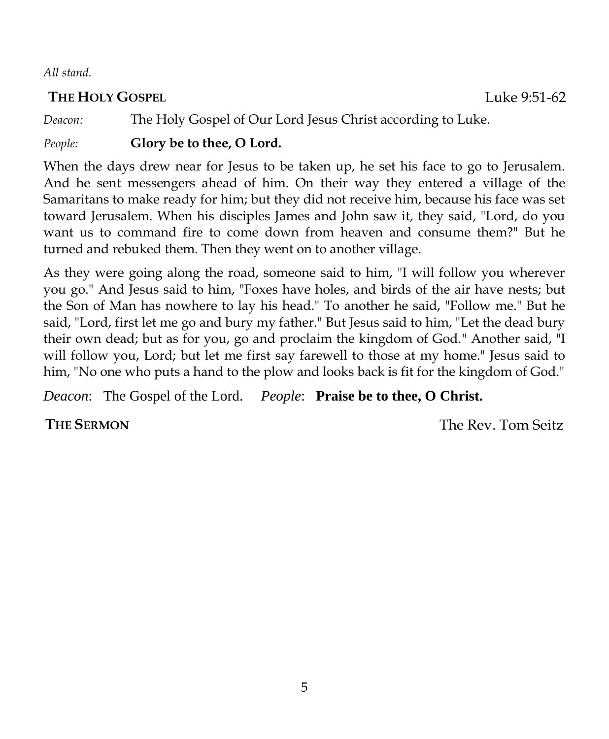*All stand.*

**THE HOLY GOSPEL** Luke 9:51-62

*Deacon:* The Holy Gospel of Our Lord Jesus Christ according to Luke.

*People:* **Glory be to thee, O Lord.**

When the days drew near for Jesus to be taken up, he set his face to go to Jerusalem. And he sent messengers ahead of him. On their way they entered a village of the Samaritans to make ready for him; but they did not receive him, because his face was set toward Jerusalem. When his disciples James and John saw it, they said, "Lord, do you want us to command fire to come down from heaven and consume them?" But he turned and rebuked them. Then they went on to another village.

As they were going along the road, someone said to him, "I will follow you wherever you go." And Jesus said to him, "Foxes have holes, and birds of the air have nests; but the Son of Man has nowhere to lay his head." To another he said, "Follow me." But he said, "Lord, first let me go and bury my father." But Jesus said to him, "Let the dead bury their own dead; but as for you, go and proclaim the kingdom of God." Another said, "I will follow you, Lord; but let me first say farewell to those at my home." Jesus said to him, "No one who puts a hand to the plow and looks back is fit for the kingdom of God."

*Deacon*: The Gospel of the Lord. *People*: **Praise be to thee, O Christ.**

**THE SERMON** The Rev. Tom Seitz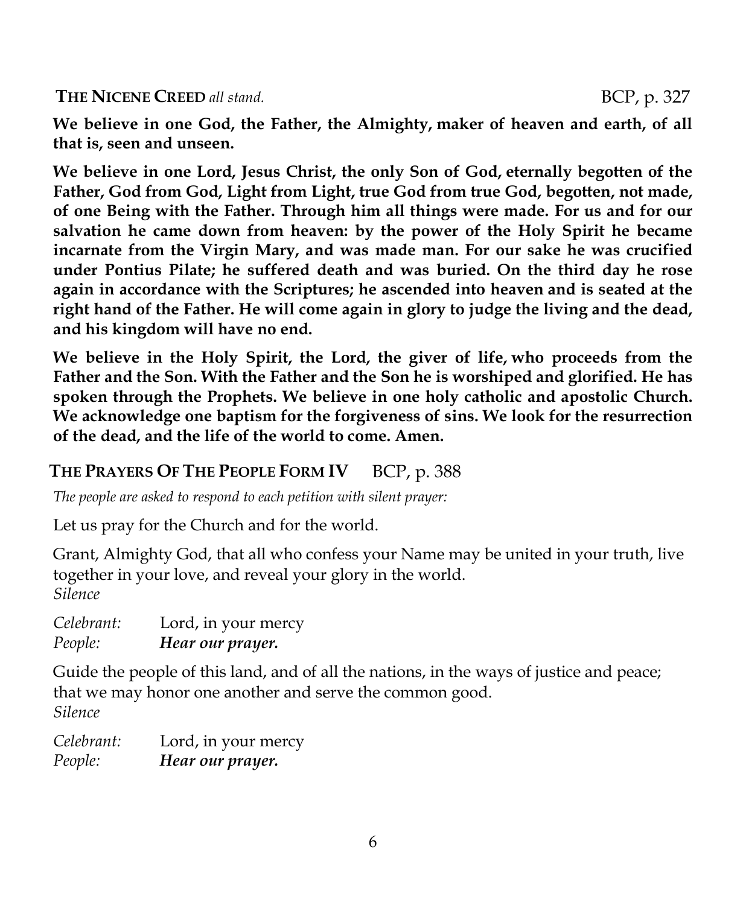**THE NICENE CREED** *all stand.* BCP, p. 327

**We believe in one God, the Father, the Almighty, maker of heaven and earth, of all that is, seen and unseen.**

**We believe in one Lord, Jesus Christ, the only Son of God, eternally begotten of the Father, God from God, Light from Light, true God from true God, begotten, not made, of one Being with the Father. Through him all things were made. For us and for our salvation he came down from heaven: by the power of the Holy Spirit he became incarnate from the Virgin Mary, and was made man. For our sake he was crucified under Pontius Pilate; he suffered death and was buried. On the third day he rose again in accordance with the Scriptures; he ascended into heaven and is seated at the right hand of the Father. He will come again in glory to judge the living and the dead, and his kingdom will have no end.**

**We believe in the Holy Spirit, the Lord, the giver of life, who proceeds from the Father and the Son. With the Father and the Son he is worshiped and glorified. He has spoken through the Prophets. We believe in one holy catholic and apostolic Church. We acknowledge one baptism for the forgiveness of sins. We look for the resurrection of the dead, and the life of the world to come. Amen.**

**THE PRAYERS OF THE PEOPLE FORM IV** BCP, p. 388

*The people are asked to respond to each petition with silent prayer:*

Let us pray for the Church and for the world.

Grant, Almighty God, that all who confess your Name may be united in your truth, live together in your love, and reveal your glory in the world.
*Silence*

*Celebrant:* Lord, in your mercy
*People:* ***Hear our prayer.***

Guide the people of this land, and of all the nations, in the ways of justice and peace; that we may honor one another and serve the common good.
*Silence*

*Celebrant:* Lord, in your mercy
*People:* ***Hear our prayer.***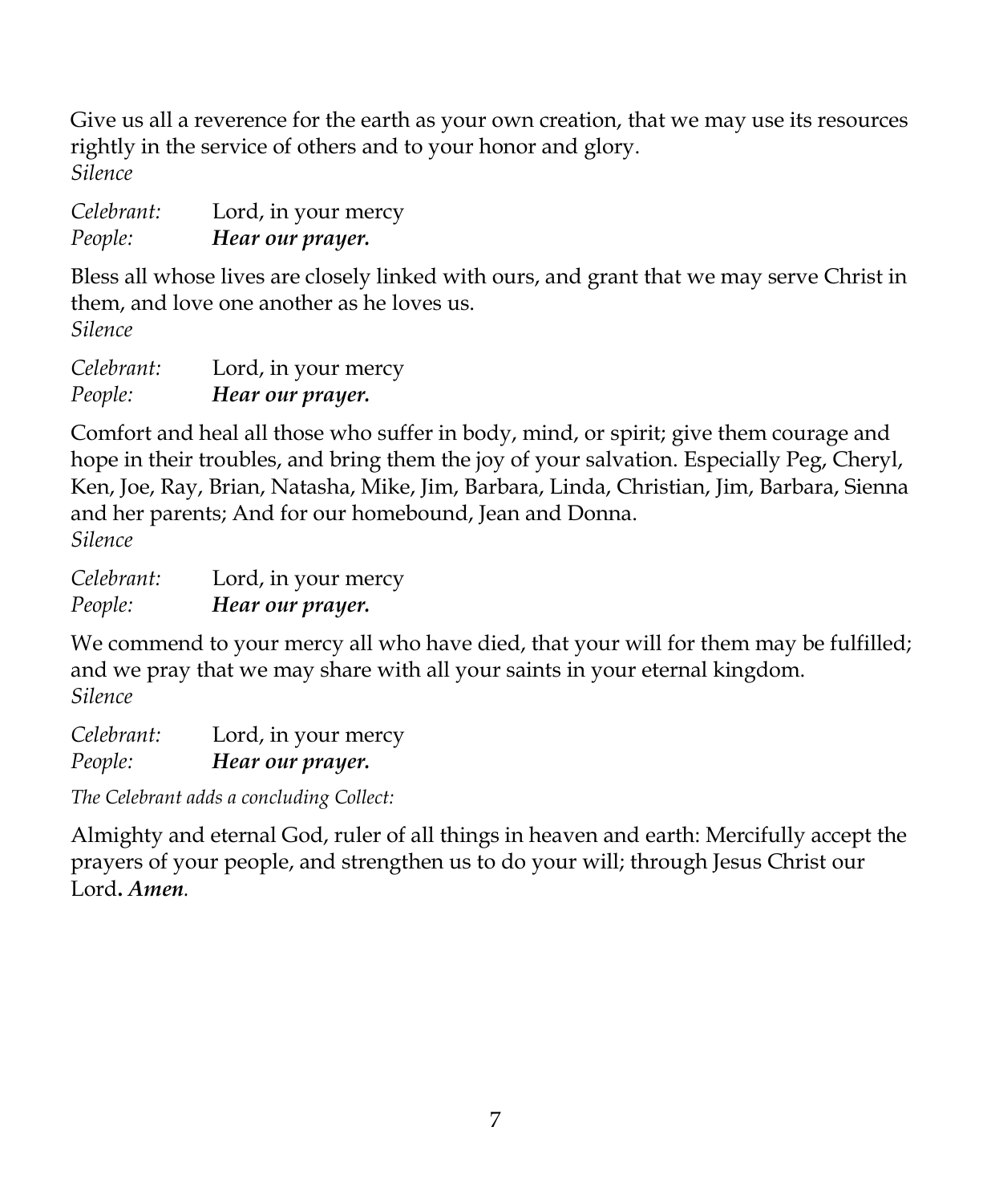Give us all a reverence for the earth as your own creation, that we may use its resources rightly in the service of others and to your honor and glory.
*Silence*

*Celebrant:* Lord, in your mercy
*People:* ***Hear our prayer.***

Bless all whose lives are closely linked with ours, and grant that we may serve Christ in them, and love one another as he loves us.
*Silence*

*Celebrant:* Lord, in your mercy
*People:* ***Hear our prayer.***

Comfort and heal all those who suffer in body, mind, or spirit; give them courage and hope in their troubles, and bring them the joy of your salvation. Especially Peg, Cheryl, Ken, Joe, Ray, Brian, Natasha, Mike, Jim, Barbara, Linda, Christian, Jim, Barbara, Sienna and her parents; And for our homebound, Jean and Donna.
*Silence*

*Celebrant:* Lord, in your mercy
*People:* ***Hear our prayer.***

We commend to your mercy all who have died, that your will for them may be fulfilled; and we pray that we may share with all your saints in your eternal kingdom.
*Silence*

*Celebrant:* Lord, in your mercy
*People:* ***Hear our prayer.***

*The Celebrant adds a concluding Collect:*

Almighty and eternal God, ruler of all things in heaven and earth: Mercifully accept the prayers of your people, and strengthen us to do your will; through Jesus Christ our Lord. ***Amen.***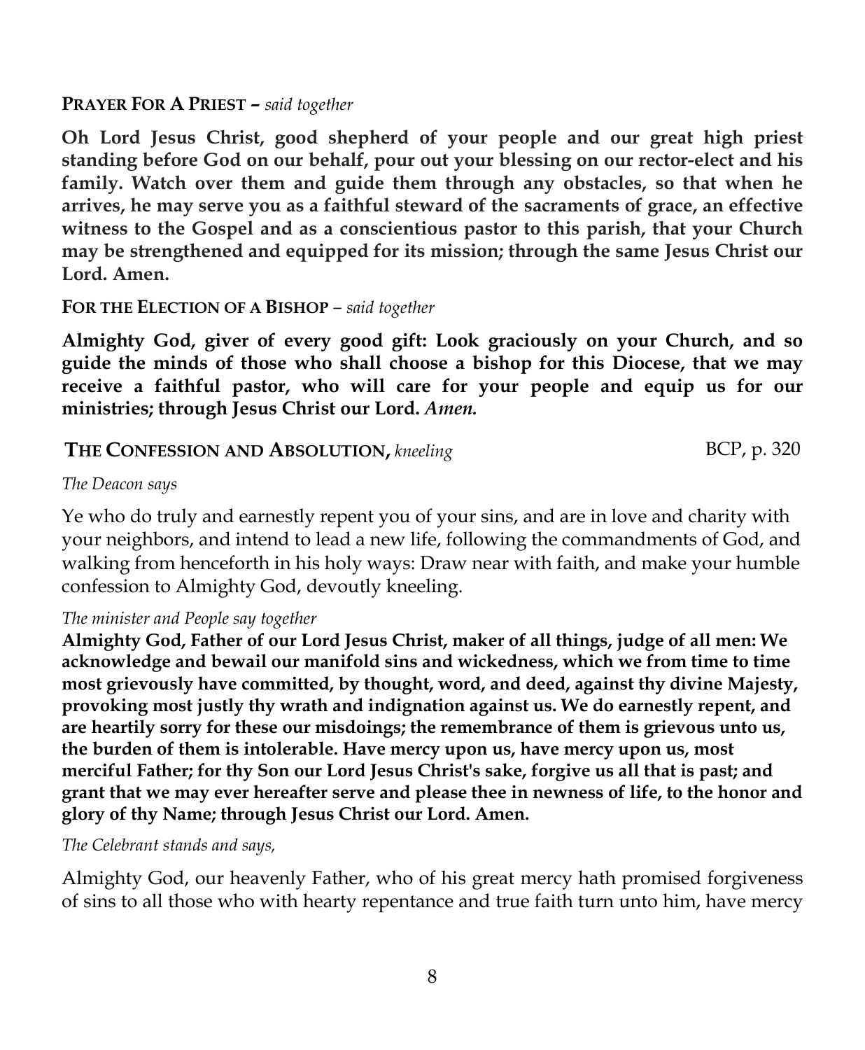**PRAYER FOR A PRIEST –** *said together*

**Oh Lord Jesus Christ, good shepherd of your people and our great high priest standing before God on our behalf, pour out your blessing on our rector-elect and his family. Watch over them and guide them through any obstacles, so that when he arrives, he may serve you as a faithful steward of the sacraments of grace, an effective witness to the Gospel and as a conscientious pastor to this parish, that your Church may be strengthened and equipped for its mission; through the same Jesus Christ our Lord. Amen.**

**FOR THE ELECTION OF A BISHOP** – *said together*

**Almighty God, giver of every good gift: Look graciously on your Church, and so guide the minds of those who shall choose a bishop for this Diocese, that we may receive a faithful pastor, who will care for your people and equip us for our ministries; through Jesus Christ our Lord.** ***Amen.***

**THE CONFESSION AND ABSOLUTION,** *kneeling* BCP, p. 320

*The Deacon says*

Ye who do truly and earnestly repent you of your sins, and are in love and charity with your neighbors, and intend to lead a new life, following the commandments of God, and walking from henceforth in his holy ways: Draw near with faith, and make your humble confession to Almighty God, devoutly kneeling.

*The minister and People say together*

**Almighty God, Father of our Lord Jesus Christ, maker of all things, judge of all men: We acknowledge and bewail our manifold sins and wickedness, which we from time to time most grievously have committed, by thought, word, and deed, against thy divine Majesty, provoking most justly thy wrath and indignation against us. We do earnestly repent, and are heartily sorry for these our misdoings; the remembrance of them is grievous unto us, the burden of them is intolerable. Have mercy upon us, have mercy upon us, most merciful Father; for thy Son our Lord Jesus Christ's sake, forgive us all that is past; and grant that we may ever hereafter serve and please thee in newness of life, to the honor and glory of thy Name; through Jesus Christ our Lord. Amen.**

*The Celebrant stands and says,*

Almighty God, our heavenly Father, who of his great mercy hath promised forgiveness of sins to all those who with hearty repentance and true faith turn unto him, have mercy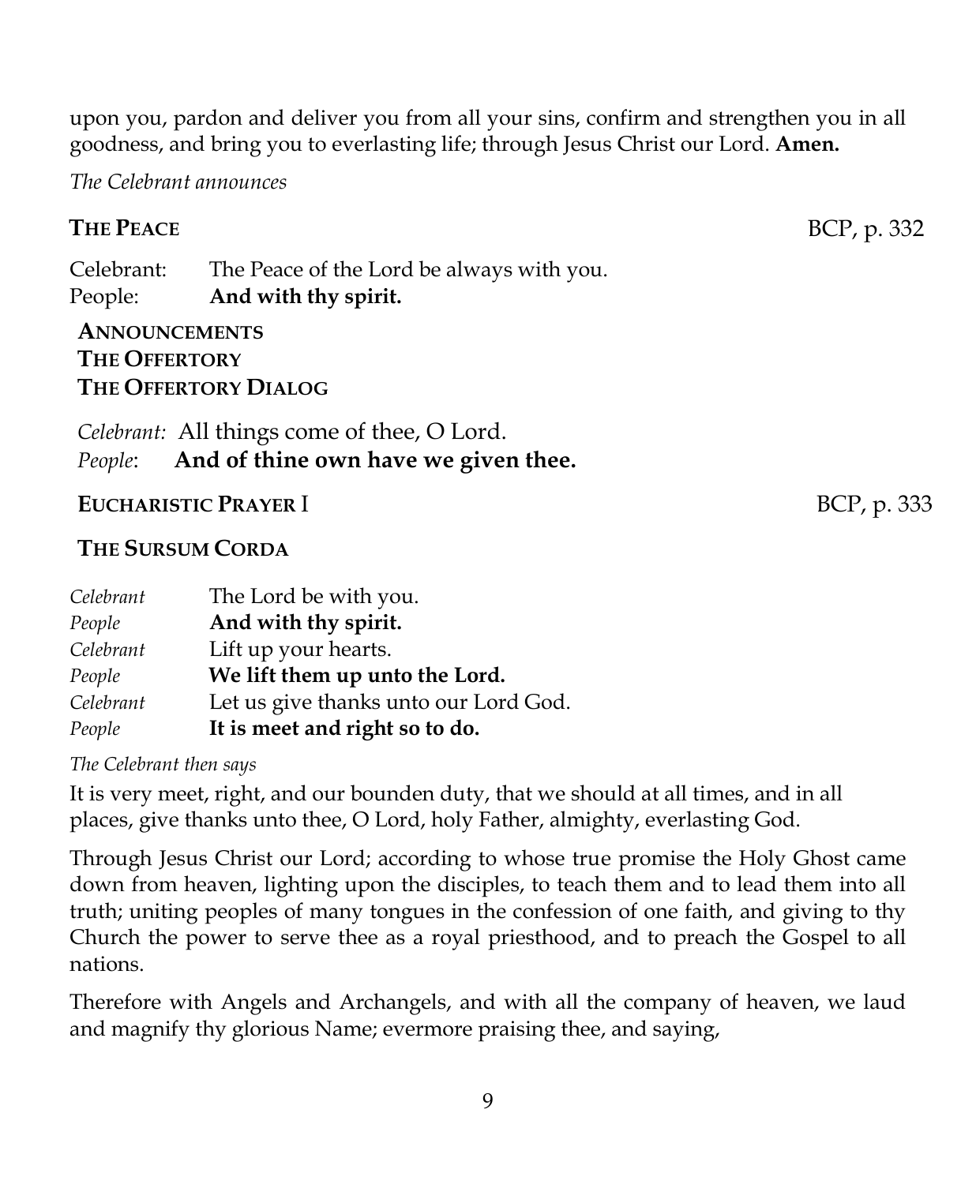upon you, pardon and deliver you from all your sins, confirm and strengthen you in all goodness, and bring you to everlasting life; through Jesus Christ our Lord. **Amen.**

*The Celebrant announces*

**THE PEACE** BCP, p. 332

Celebrant: The Peace of the Lord be always with you.
People: **And with thy spirit.**

**ANNOUNCEMENTS**
**THE OFFERTORY**
**THE OFFERTORY DIALOG**

*Celebrant:* All things come of thee, O Lord.
*People*: **And of thine own have we given thee.**

**EUCHARISTIC PRAYER I** BCP, p. 333

**THE SURSUM CORDA**

*Celebrant* The Lord be with you.
*People* **And with thy spirit.**
*Celebrant* Lift up your hearts.
*People* **We lift them up unto the Lord.**
*Celebrant* Let us give thanks unto our Lord God.
*People* **It is meet and right so to do.**

*The Celebrant then says*

It is very meet, right, and our bounden duty, that we should at all times, and in all places, give thanks unto thee, O Lord, holy Father, almighty, everlasting God.

Through Jesus Christ our Lord; according to whose true promise the Holy Ghost came down from heaven, lighting upon the disciples, to teach them and to lead them into all truth; uniting peoples of many tongues in the confession of one faith, and giving to thy Church the power to serve thee as a royal priesthood, and to preach the Gospel to all nations.

Therefore with Angels and Archangels, and with all the company of heaven, we laud and magnify thy glorious Name; evermore praising thee, and saying,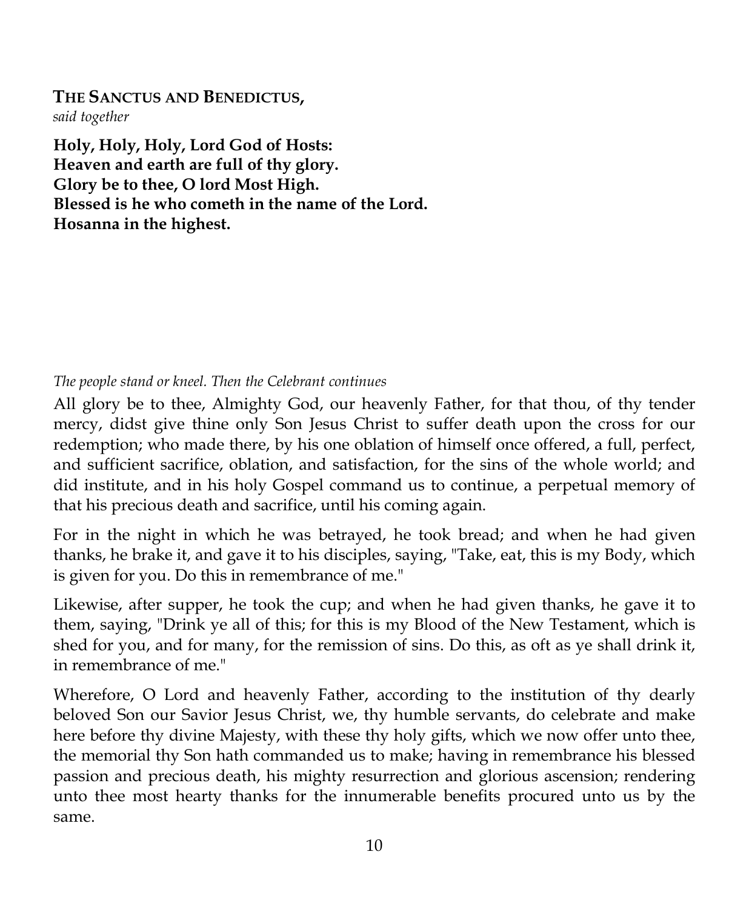**THE SANCTUS AND BENEDICTUS,**
*said together*

**Holy, Holy, Holy, Lord God of Hosts:**
**Heaven and earth are full of thy glory.**
**Glory be to thee, O lord Most High.**
**Blessed is he who cometh in the name of the Lord.**
**Hosanna in the highest.**

*The people stand or kneel. Then the Celebrant continues*

All glory be to thee, Almighty God, our heavenly Father, for that thou, of thy tender mercy, didst give thine only Son Jesus Christ to suffer death upon the cross for our redemption; who made there, by his one oblation of himself once offered, a full, perfect, and sufficient sacrifice, oblation, and satisfaction, for the sins of the whole world; and did institute, and in his holy Gospel command us to continue, a perpetual memory of that his precious death and sacrifice, until his coming again.

For in the night in which he was betrayed, he took bread; and when he had given thanks, he brake it, and gave it to his disciples, saying, "Take, eat, this is my Body, which is given for you. Do this in remembrance of me."

Likewise, after supper, he took the cup; and when he had given thanks, he gave it to them, saying, "Drink ye all of this; for this is my Blood of the New Testament, which is shed for you, and for many, for the remission of sins. Do this, as oft as ye shall drink it, in remembrance of me."

Wherefore, O Lord and heavenly Father, according to the institution of thy dearly beloved Son our Savior Jesus Christ, we, thy humble servants, do celebrate and make here before thy divine Majesty, with these thy holy gifts, which we now offer unto thee, the memorial thy Son hath commanded us to make; having in remembrance his blessed passion and precious death, his mighty resurrection and glorious ascension; rendering unto thee most hearty thanks for the innumerable benefits procured unto us by the same.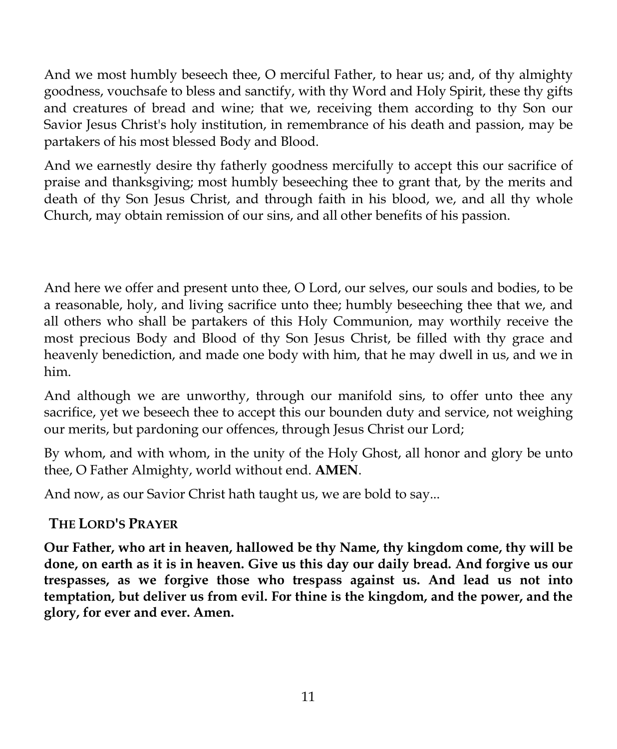And we most humbly beseech thee, O merciful Father, to hear us; and, of thy almighty goodness, vouchsafe to bless and sanctify, with thy Word and Holy Spirit, these thy gifts and creatures of bread and wine; that we, receiving them according to thy Son our Savior Jesus Christ's holy institution, in remembrance of his death and passion, may be partakers of his most blessed Body and Blood.

And we earnestly desire thy fatherly goodness mercifully to accept this our sacrifice of praise and thanksgiving; most humbly beseeching thee to grant that, by the merits and death of thy Son Jesus Christ, and through faith in his blood, we, and all thy whole Church, may obtain remission of our sins, and all other benefits of his passion.

And here we offer and present unto thee, O Lord, our selves, our souls and bodies, to be a reasonable, holy, and living sacrifice unto thee; humbly beseeching thee that we, and all others who shall be partakers of this Holy Communion, may worthily receive the most precious Body and Blood of thy Son Jesus Christ, be filled with thy grace and heavenly benediction, and made one body with him, that he may dwell in us, and we in him.

And although we are unworthy, through our manifold sins, to offer unto thee any sacrifice, yet we beseech thee to accept this our bounden duty and service, not weighing our merits, but pardoning our offences, through Jesus Christ our Lord;

By whom, and with whom, in the unity of the Holy Ghost, all honor and glory be unto thee, O Father Almighty, world without end. **AMEN**.

And now, as our Savior Christ hath taught us, we are bold to say...

## THE LORD'S PRAYER

**Our Father, who art in heaven, hallowed be thy Name, thy kingdom come, thy will be done, on earth as it is in heaven. Give us this day our daily bread. And forgive us our trespasses, as we forgive those who trespass against us. And lead us not into temptation, but deliver us from evil. For thine is the kingdom, and the power, and the glory, for ever and ever. Amen.**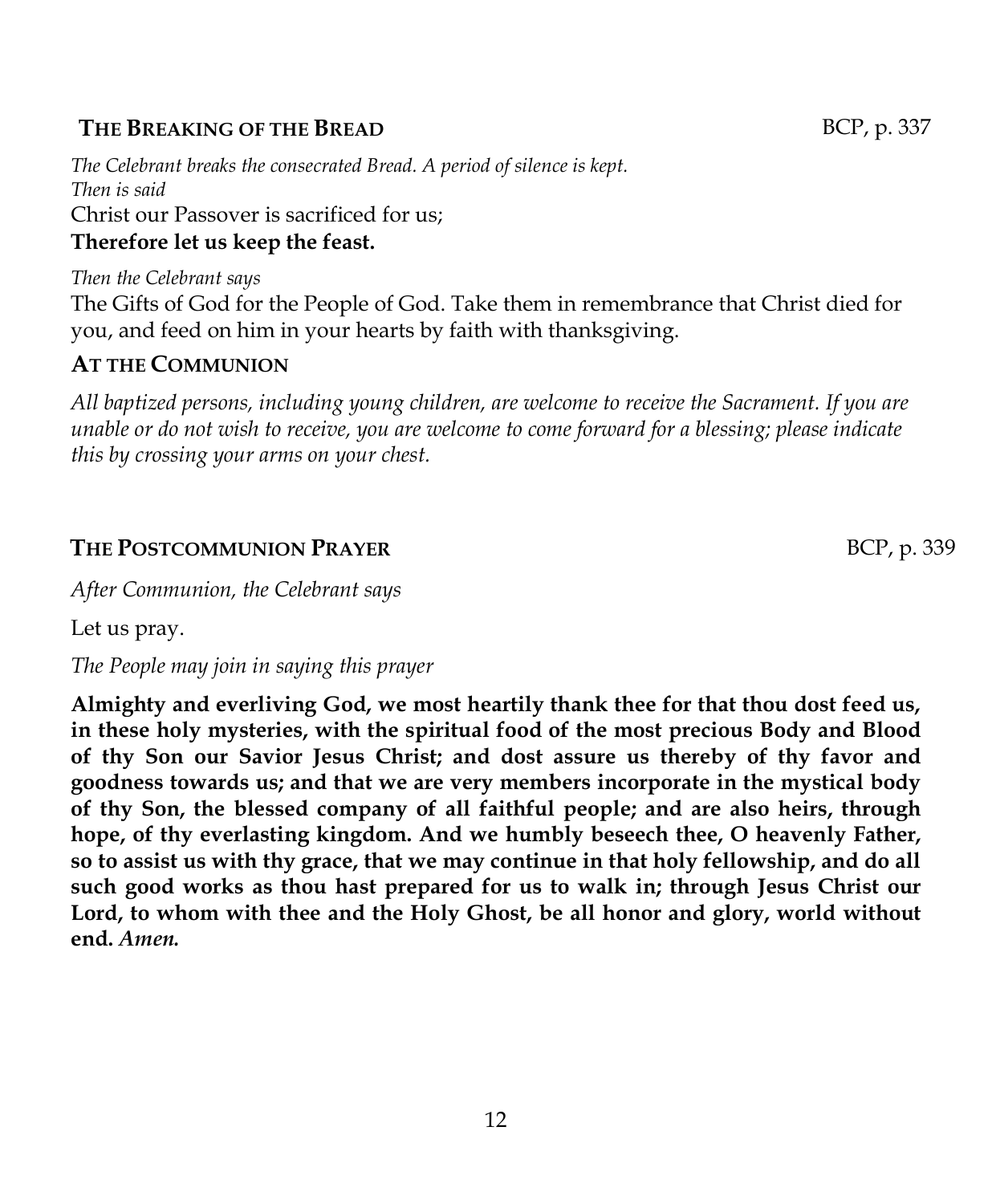## THE BREAKING OF THE BREAD BCP, p. 337

*The Celebrant breaks the consecrated Bread. A period of silence is kept.*
*Then is said*
Christ our Passover is sacrificed for us;
**Therefore let us keep the feast.**

*Then the Celebrant says*
The Gifts of God for the People of God. Take them in remembrance that Christ died for you, and feed on him in your hearts by faith with thanksgiving.

## AT THE COMMUNION

*All baptized persons, including young children, are welcome to receive the Sacrament. If you are unable or do not wish to receive, you are welcome to come forward for a blessing; please indicate this by crossing your arms on your chest.*

## THE POSTCOMMUNION PRAYER BCP, p. 339

*After Communion, the Celebrant says*

Let us pray.

*The People may join in saying this prayer*

**Almighty and everliving God, we most heartily thank thee for that thou dost feed us, in these holy mysteries, with the spiritual food of the most precious Body and Blood of thy Son our Savior Jesus Christ; and dost assure us thereby of thy favor and goodness towards us; and that we are very members incorporate in the mystical body of thy Son, the blessed company of all faithful people; and are also heirs, through hope, of thy everlasting kingdom. And we humbly beseech thee, O heavenly Father, so to assist us with thy grace, that we may continue in that holy fellowship, and do all such good works as thou hast prepared for us to walk in; through Jesus Christ our Lord, to whom with thee and the Holy Ghost, be all honor and glory, world without end.** ***Amen.***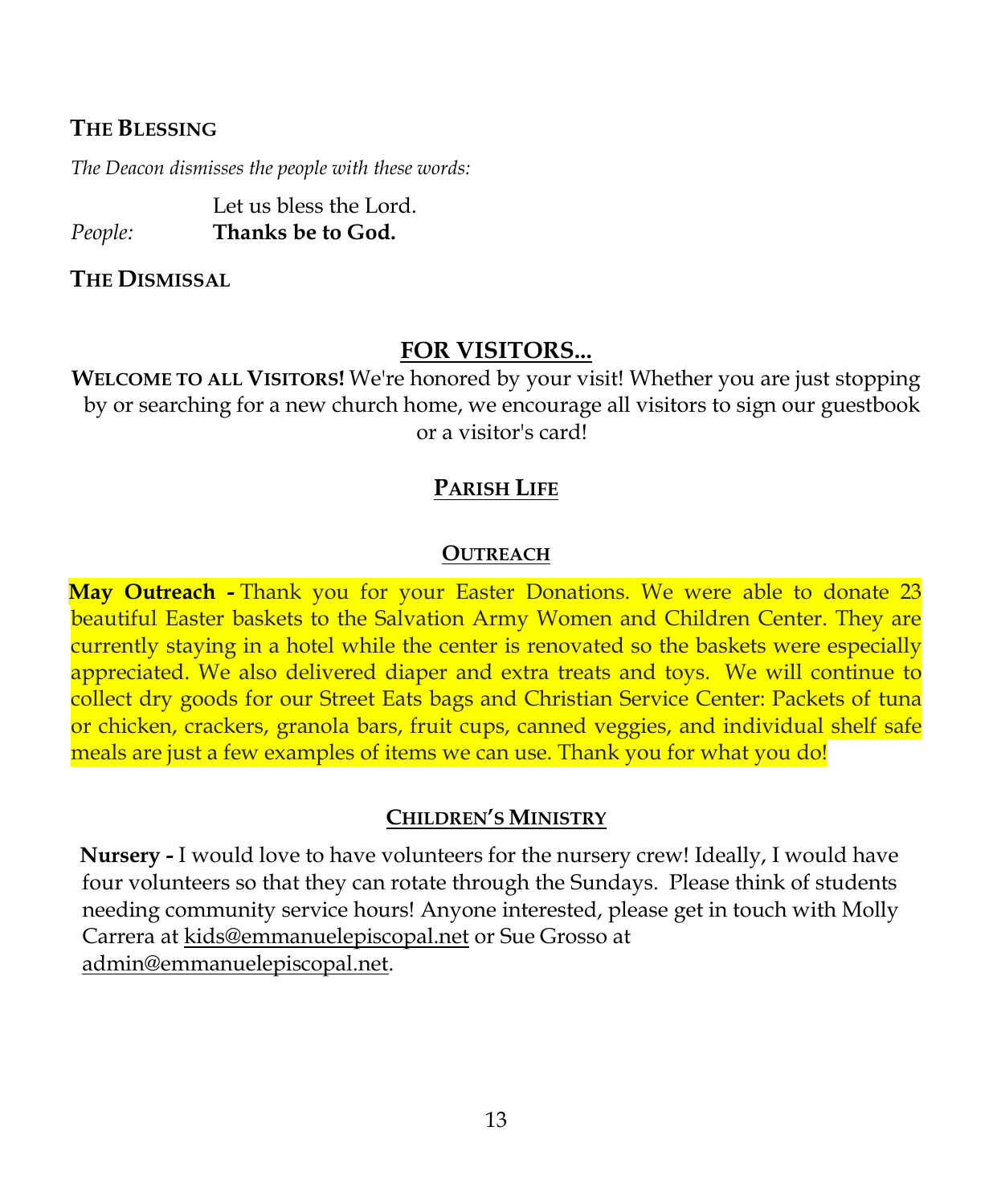### The Blessing

*The Deacon dismisses the people with these words:*

Let us bless the Lord.
*People:* **Thanks be to God.**

### The Dismissal

## FOR VISITORS...

**Welcome to all Visitors!** We're honored by your visit! Whether you are just stopping by or searching for a new church home, we encourage all visitors to sign our guestbook or a visitor's card!

## Parish Life

### Outreach

**May Outreach -** Thank you for your Easter Donations. We were able to donate 23 beautiful Easter baskets to the Salvation Army Women and Children Center. They are currently staying in a hotel while the center is renovated so the baskets were especially appreciated. We also delivered diaper and extra treats and toys. We will continue to collect dry goods for our Street Eats bags and Christian Service Center: Packets of tuna or chicken, crackers, granola bars, fruit cups, canned veggies, and individual shelf safe meals are just a few examples of items we can use. Thank you for what you do!

### Children's Ministry

**Nursery -** I would love to have volunteers for the nursery crew! Ideally, I would have four volunteers so that they can rotate through the Sundays. Please think of students needing community service hours! Anyone interested, please get in touch with Molly Carrera at kids@emmanuelepiscopal.net or Sue Grosso at admin@emmanuelepiscopal.net.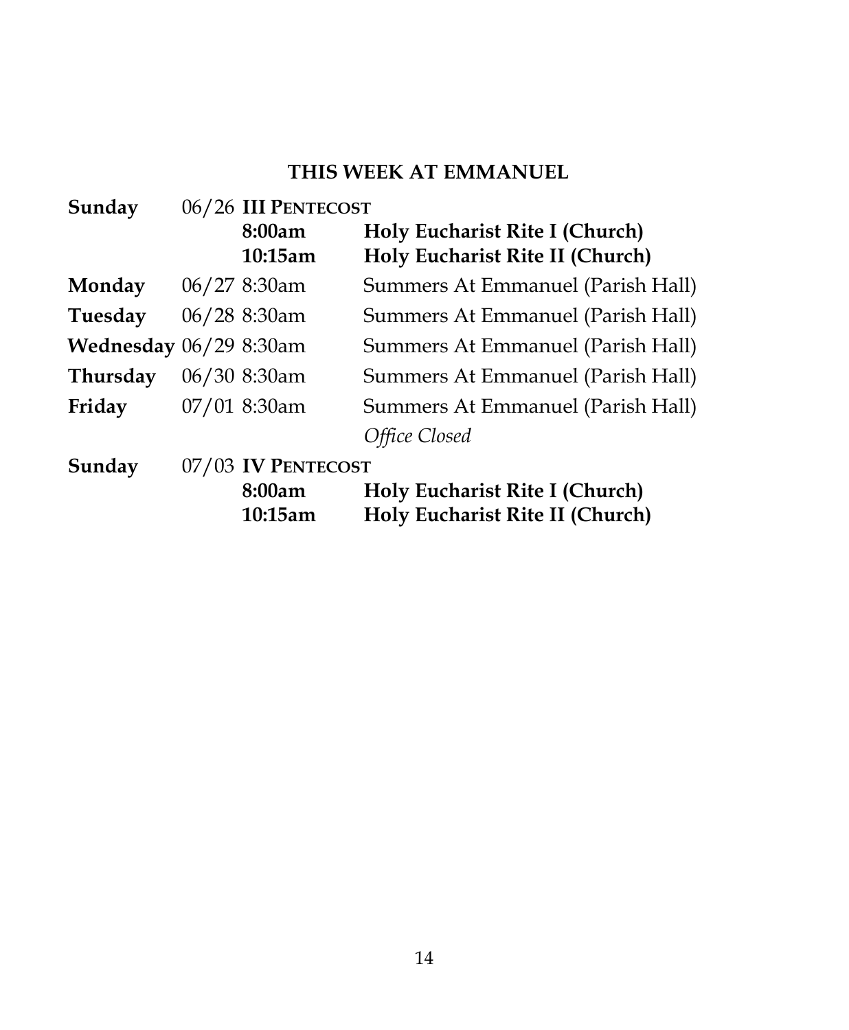## THIS WEEK AT EMMANUEL

| | | | |
|---|---|---|---|
| **Sunday** | 06/26 | **III PENTECOST** | |
| | | **8:00am** | **Holy Eucharist Rite I (Church)** |
| | | **10:15am** | **Holy Eucharist Rite II (Church)** |
| **Monday** | 06/27 | 8:30am | Summers At Emmanuel (Parish Hall) |
| **Tuesday** | 06/28 | 8:30am | Summers At Emmanuel (Parish Hall) |
| **Wednesday** | 06/29 | 8:30am | Summers At Emmanuel (Parish Hall) |
| **Thursday** | 06/30 | 8:30am | Summers At Emmanuel (Parish Hall) |
| **Friday** | 07/01 | 8:30am | Summers At Emmanuel (Parish Hall) |
| | | | *Office Closed* |
| **Sunday** | 07/03 | **IV PENTECOST** | |
| | | **8:00am** | **Holy Eucharist Rite I (Church)** |
| | | **10:15am** | **Holy Eucharist Rite II (Church)** |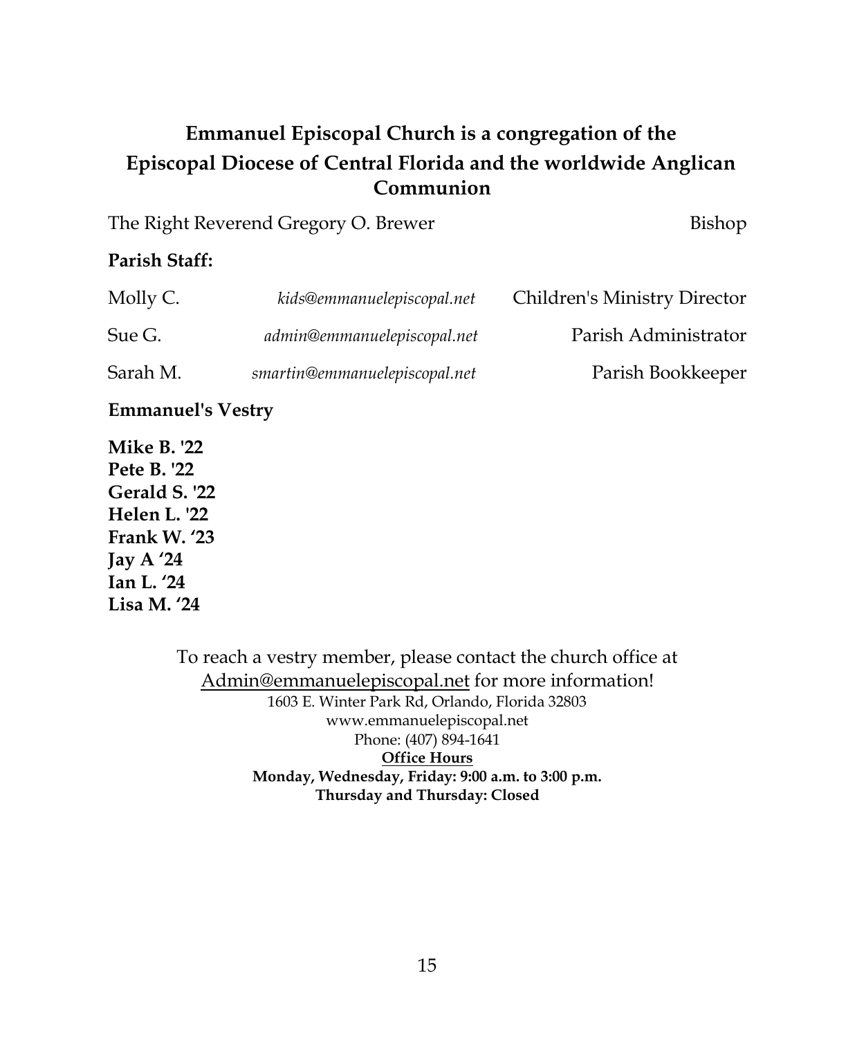## Emmanuel Episcopal Church is a congregation of the Episcopal Diocese of Central Florida and the worldwide Anglican Communion

| | |
|---|---|
| The Right Reverend Gregory O. Brewer | Bishop |

**Parish Staff:**

| | | |
|---|---|---|
| Molly C. | *kids@emmanuelepiscopal.net* | Children's Ministry Director |
| Sue G. | *admin@emmanuelepiscopal.net* | Parish Administrator |
| Sarah M. | *smartin@emmanuelepiscopal.net* | Parish Bookkeeper |

**Emmanuel's Vestry**

**Mike B. '22**
**Pete B. '22**
**Gerald S. '22**
**Helen L. '22**
**Frank W. '23**
**Jay A '24**
**Ian L. '24**
**Lisa M. '24**

To reach a vestry member, please contact the church office at Admin@emmanuelepiscopal.net for more information!

1603 E. Winter Park Rd, Orlando, Florida 32803
www.emmanuelepiscopal.net
Phone: (407) 894-1641

**Office Hours**
**Monday, Wednesday, Friday: 9:00 a.m. to 3:00 p.m.**
**Thursday and Thursday: Closed**